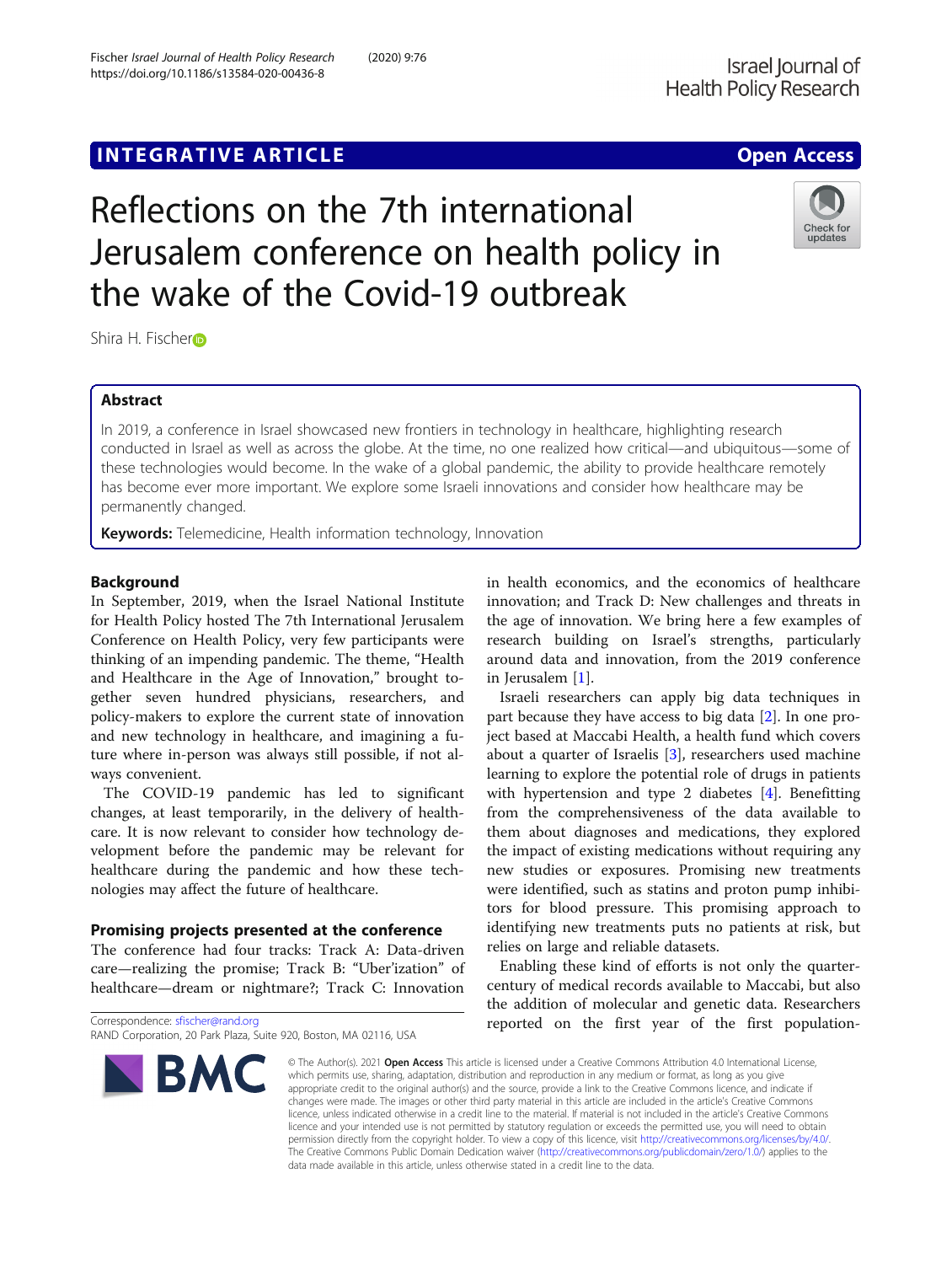INTEGRATIVE ARTICLE

Open Access

# Reflections on the 7th international Jerusalem conference on health policy in the wake of the Covid-19 outbreak

Shira H. Fischer

## Abstract

In 2019, a conference in Israel showcased new frontiers in technology in healthcare, highlighting research conducted in Israel as well as across the globe. At the time, no one realized how critical—and ubiquitous—some of these technologies would become. In the wake of a global pandemic, the ability to provide healthcare remotely has become ever more important. We explore some Israeli innovations and consider how healthcare may be permanently changed.

**Keywords:** Telemedicine, Health information technology, Innovation

## Background

In September, 2019, when the Israel National Institute for Health Policy hosted The 7th International Jerusalem Conference on Health Policy, very few participants were thinking of an impending pandemic. The theme, "Health and Healthcare in the Age of Innovation," brought together seven hundred physicians, researchers, and policy-makers to explore the current state of innovation and new technology in healthcare, and imagining a future where in-person was always still possible, if not always convenient.

The COVID-19 pandemic has led to significant changes, at least temporarily, in the delivery of healthcare. It is now relevant to consider how technology development before the pandemic may be relevant for healthcare during the pandemic and how these technologies may affect the future of healthcare.

## Promising projects presented at the conference

The conference had four tracks: Track A: Data-driven care—realizing the promise; Track B: "Uber'ization" of healthcare—dream or nightmare?; Track C: Innovation in health economics, and the economics of healthcare innovation; and Track D: New challenges and threats in the age of innovation. We bring here a few examples of research building on Israel's strengths, particularly around data and innovation, from the 2019 conference in Jerusalem [1].

Israeli researchers can apply big data techniques in part because they have access to big data [2]. In one project based at Maccabi Health, a health fund which covers about a quarter of Israelis [3], researchers used machine learning to explore the potential role of drugs in patients with hypertension and type 2 diabetes [4]. Benefitting from the comprehensiveness of the data available to them about diagnoses and medications, they explored the impact of existing medications without requiring any new studies or exposures. Promising new treatments were identified, such as statins and proton pump inhibitors for blood pressure. This promising approach to identifying new treatments puts no patients at risk, but relies on large and reliable datasets.

Enabling these kind of efforts is not only the quarter-century of medical records available to Maccabi, but also the addition of molecular and genetic data. Researchers reported on the first year of the first population-

Correspondence: sfischer@rand.org
RAND Corporation, 20 Park Plaza, Suite 920, Boston, MA 02116, USA

© The Author(s). 2021 **Open Access** This article is licensed under a Creative Commons Attribution 4.0 International License, which permits use, sharing, adaptation, distribution and reproduction in any medium or format, as long as you give appropriate credit to the original author(s) and the source, provide a link to the Creative Commons licence, and indicate if changes were made. The images or other third party material in this article are included in the article's Creative Commons licence, unless indicated otherwise in a credit line to the material. If material is not included in the article's Creative Commons licence and your intended use is not permitted by statutory regulation or exceeds the permitted use, you will need to obtain permission directly from the copyright holder. To view a copy of this licence, visit http://creativecommons.org/licenses/by/4.0/. The Creative Commons Public Domain Dedication waiver (http://creativecommons.org/publicdomain/zero/1.0/) applies to the data made available in this article, unless otherwise stated in a credit line to the data.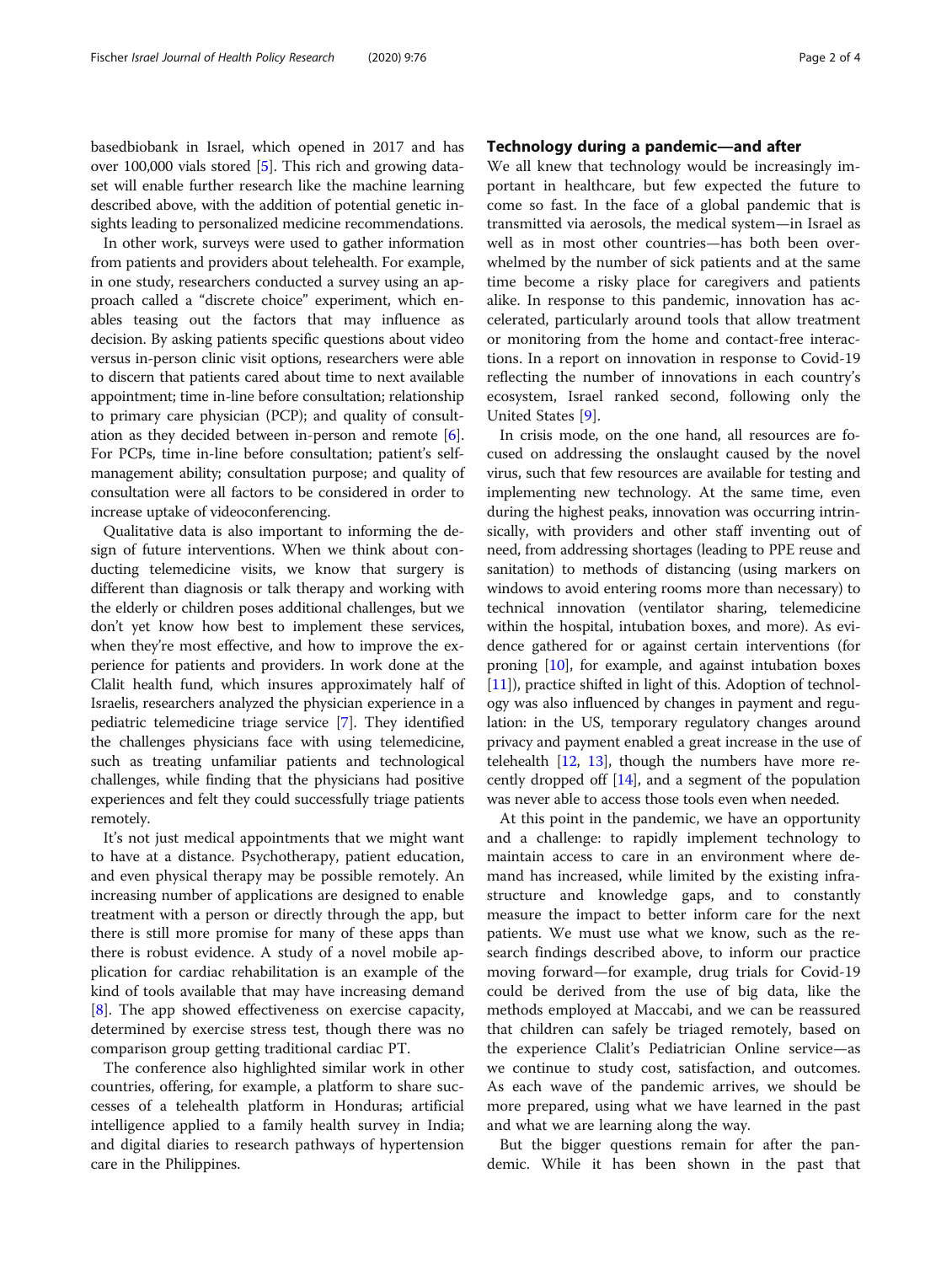basedbiobank in Israel, which opened in 2017 and has over 100,000 vials stored [5]. This rich and growing dataset will enable further research like the machine learning described above, with the addition of potential genetic insights leading to personalized medicine recommendations.

In other work, surveys were used to gather information from patients and providers about telehealth. For example, in one study, researchers conducted a survey using an approach called a "discrete choice" experiment, which enables teasing out the factors that may influence as decision. By asking patients specific questions about video versus in-person clinic visit options, researchers were able to discern that patients cared about time to next available appointment; time in-line before consultation; relationship to primary care physician (PCP); and quality of consultation as they decided between in-person and remote [6]. For PCPs, time in-line before consultation; patient's self-management ability; consultation purpose; and quality of consultation were all factors to be considered in order to increase uptake of videoconferencing.

Qualitative data is also important to informing the design of future interventions. When we think about conducting telemedicine visits, we know that surgery is different than diagnosis or talk therapy and working with the elderly or children poses additional challenges, but we don't yet know how best to implement these services, when they're most effective, and how to improve the experience for patients and providers. In work done at the Clalit health fund, which insures approximately half of Israelis, researchers analyzed the physician experience in a pediatric telemedicine triage service [7]. They identified the challenges physicians face with using telemedicine, such as treating unfamiliar patients and technological challenges, while finding that the physicians had positive experiences and felt they could successfully triage patients remotely.

It's not just medical appointments that we might want to have at a distance. Psychotherapy, patient education, and even physical therapy may be possible remotely. An increasing number of applications are designed to enable treatment with a person or directly through the app, but there is still more promise for many of these apps than there is robust evidence. A study of a novel mobile application for cardiac rehabilitation is an example of the kind of tools available that may have increasing demand [8]. The app showed effectiveness on exercise capacity, determined by exercise stress test, though there was no comparison group getting traditional cardiac PT.

The conference also highlighted similar work in other countries, offering, for example, a platform to share successes of a telehealth platform in Honduras; artificial intelligence applied to a family health survey in India; and digital diaries to research pathways of hypertension care in the Philippines.

## Technology during a pandemic—and after

We all knew that technology would be increasingly important in healthcare, but few expected the future to come so fast. In the face of a global pandemic that is transmitted via aerosols, the medical system—in Israel as well as in most other countries—has both been overwhelmed by the number of sick patients and at the same time become a risky place for caregivers and patients alike. In response to this pandemic, innovation has accelerated, particularly around tools that allow treatment or monitoring from the home and contact-free interactions. In a report on innovation in response to Covid-19 reflecting the number of innovations in each country's ecosystem, Israel ranked second, following only the United States [9].

In crisis mode, on the one hand, all resources are focused on addressing the onslaught caused by the novel virus, such that few resources are available for testing and implementing new technology. At the same time, even during the highest peaks, innovation was occurring intrinsically, with providers and other staff inventing out of need, from addressing shortages (leading to PPE reuse and sanitation) to methods of distancing (using markers on windows to avoid entering rooms more than necessary) to technical innovation (ventilator sharing, telemedicine within the hospital, intubation boxes, and more). As evidence gathered for or against certain interventions (for proning [10], for example, and against intubation boxes [11]), practice shifted in light of this. Adoption of technology was also influenced by changes in payment and regulation: in the US, temporary regulatory changes around privacy and payment enabled a great increase in the use of telehealth [12, 13], though the numbers have more recently dropped off [14], and a segment of the population was never able to access those tools even when needed.

At this point in the pandemic, we have an opportunity and a challenge: to rapidly implement technology to maintain access to care in an environment where demand has increased, while limited by the existing infrastructure and knowledge gaps, and to constantly measure the impact to better inform care for the next patients. We must use what we know, such as the research findings described above, to inform our practice moving forward—for example, drug trials for Covid-19 could be derived from the use of big data, like the methods employed at Maccabi, and we can be reassured that children can safely be triaged remotely, based on the experience Clalit's Pediatrician Online service—as we continue to study cost, satisfaction, and outcomes. As each wave of the pandemic arrives, we should be more prepared, using what we have learned in the past and what we are learning along the way.

But the bigger questions remain for after the pandemic. While it has been shown in the past that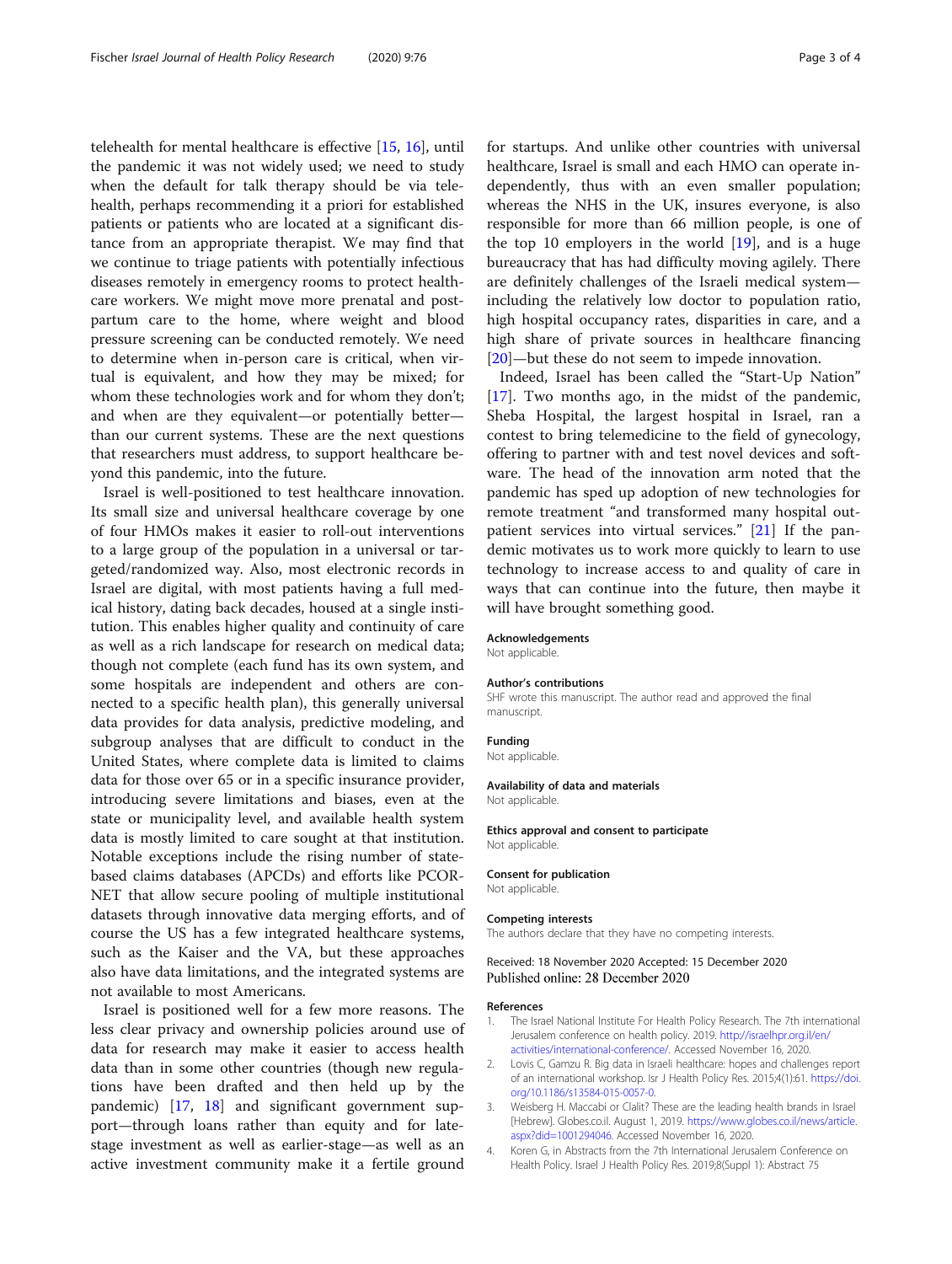telehealth for mental healthcare is effective [15, 16], until the pandemic it was not widely used; we need to study when the default for talk therapy should be via telehealth, perhaps recommending it a priori for established patients or patients who are located at a significant distance from an appropriate therapist. We may find that we continue to triage patients with potentially infectious diseases remotely in emergency rooms to protect healthcare workers. We might move more prenatal and postpartum care to the home, where weight and blood pressure screening can be conducted remotely. We need to determine when in-person care is critical, when virtual is equivalent, and how they may be mixed; for whom these technologies work and for whom they don't; and when are they equivalent—or potentially better—than our current systems. These are the next questions that researchers must address, to support healthcare beyond this pandemic, into the future.

Israel is well-positioned to test healthcare innovation. Its small size and universal healthcare coverage by one of four HMOs makes it easier to roll-out interventions to a large group of the population in a universal or targeted/randomized way. Also, most electronic records in Israel are digital, with most patients having a full medical history, dating back decades, housed at a single institution. This enables higher quality and continuity of care as well as a rich landscape for research on medical data; though not complete (each fund has its own system, and some hospitals are independent and others are connected to a specific health plan), this generally universal data provides for data analysis, predictive modeling, and subgroup analyses that are difficult to conduct in the United States, where complete data is limited to claims data for those over 65 or in a specific insurance provider, introducing severe limitations and biases, even at the state or municipality level, and available health system data is mostly limited to care sought at that institution. Notable exceptions include the rising number of state-based claims databases (APCDs) and efforts like PCORNET that allow secure pooling of multiple institutional datasets through innovative data merging efforts, and of course the US has a few integrated healthcare systems, such as the Kaiser and the VA, but these approaches also have data limitations, and the integrated systems are not available to most Americans.

Israel is positioned well for a few more reasons. The less clear privacy and ownership policies around use of data for research may make it easier to access health data than in some other countries (though new regulations have been drafted and then held up by the pandemic) [17, 18] and significant government support—through loans rather than equity and for late-stage investment as well as earlier-stage—as well as an active investment community make it a fertile ground for startups. And unlike other countries with universal healthcare, Israel is small and each HMO can operate independently, thus with an even smaller population; whereas the NHS in the UK, insures everyone, is also responsible for more than 66 million people, is one of the top 10 employers in the world [19], and is a huge bureaucracy that has had difficulty moving agilely. There are definitely challenges of the Israeli medical system—including the relatively low doctor to population ratio, high hospital occupancy rates, disparities in care, and a high share of private sources in healthcare financing [20]—but these do not seem to impede innovation.

Indeed, Israel has been called the "Start-Up Nation" [17]. Two months ago, in the midst of the pandemic, Sheba Hospital, the largest hospital in Israel, ran a contest to bring telemedicine to the field of gynecology, offering to partner with and test novel devices and software. The head of the innovation arm noted that the pandemic has sped up adoption of new technologies for remote treatment "and transformed many hospital outpatient services into virtual services." [21] If the pandemic motivates us to work more quickly to learn to use technology to increase access to and quality of care in ways that can continue into the future, then maybe it will have brought something good.

### Acknowledgements

Not applicable.

### Author's contributions

SHF wrote this manuscript. The author read and approved the final manuscript.

### Funding

Not applicable.

### Availability of data and materials

Not applicable.

### Ethics approval and consent to participate

Not applicable.

### Consent for publication

Not applicable.

### Competing interests

The authors declare that they have no competing interests.

Received: 18 November 2020 Accepted: 15 December 2020
Published online: 28 December 2020

### References

1. The Israel National Institute For Health Policy Research. The 7th international Jerusalem conference on health policy. 2019. http://israelhpr.org.il/en/activities/international-conference/. Accessed November 16, 2020.
2. Lovis C, Gamzu R. Big data in Israeli healthcare: hopes and challenges report of an international workshop. Isr J Health Policy Res. 2015;4(1):61. https://doi.org/10.1186/s13584-015-0057-0.
3. Weisberg H. Maccabi or Clalit? These are the leading health brands in Israel [Hebrew]. Globes.co.il. August 1, 2019. https://www.globes.co.il/news/article.aspx?did=1001294046. Accessed November 16, 2020.
4. Koren G, in Abstracts from the 7th International Jerusalem Conference on Health Policy. Israel J Health Policy Res. 2019;8(Suppl 1): Abstract 75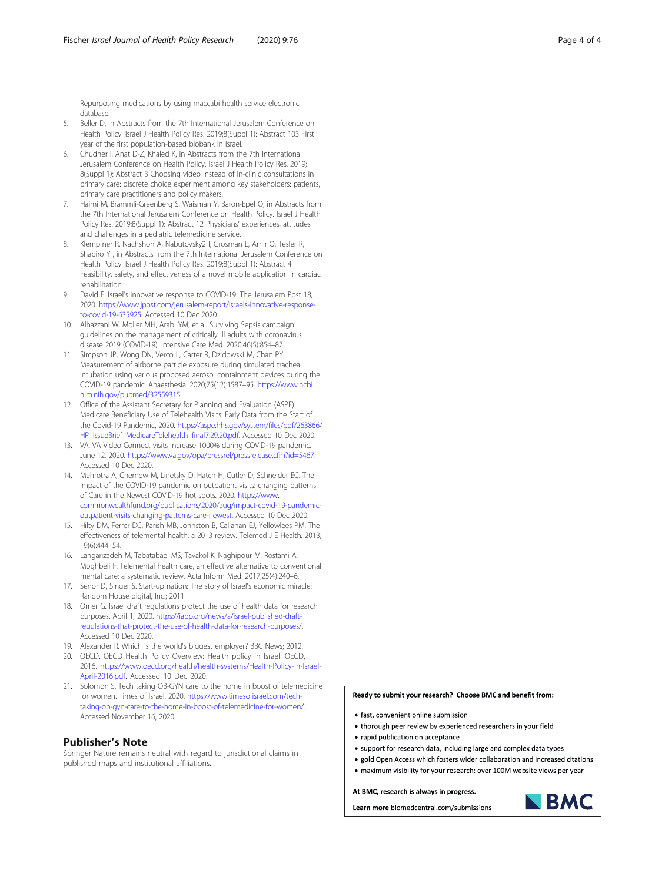Repurposing medications by using maccabi health service electronic database.

5. Beller D, in Abstracts from the 7th International Jerusalem Conference on Health Policy. Israel J Health Policy Res. 2019;8(Suppl 1): Abstract 103 First year of the first population-based biobank in Israel.
6. Chudner I, Anat D-Z, Khaled K, in Abstracts from the 7th International Jerusalem Conference on Health Policy. Israel J Health Policy Res. 2019; 8(Suppl 1): Abstract 3 Choosing video instead of in-clinic consultations in primary care: discrete choice experiment among key stakeholders: patients, primary care practitioners and policy makers.
7. Haimi M, Brammli-Greenberg S, Waisman Y, Baron-Epel O, in Abstracts from the 7th International Jerusalem Conference on Health Policy. Israel J Health Policy Res. 2019;8(Suppl 1): Abstract 12 Physicians' experiences, attitudes and challenges in a pediatric telemedicine service.
8. Klempfner R, Nachshon A, Nabutovsky2 I, Grosman L, Amir O, Tesler R, Shapiro Y , in Abstracts from the 7th International Jerusalem Conference on Health Policy. Israel J Health Policy Res. 2019;8(Suppl 1): Abstract 4 Feasibility, safety, and effectiveness of a novel mobile application in cardiac rehabilitation.
9. David E. Israel's innovative response to COVID-19. The Jerusalem Post 18, 2020. https://www.jpost.com/jerusalem-report/israels-innovative-response-to-covid-19-635925. Accessed 10 Dec 2020.
10. Alhazzani W, Moller MH, Arabi YM, et al. Surviving Sepsis campaign: guidelines on the management of critically ill adults with coronavirus disease 2019 (COVID-19). Intensive Care Med. 2020;46(5):854–87.
11. Simpson JP, Wong DN, Verco L, Carter R, Dzidowski M, Chan PY. Measurement of airborne particle exposure during simulated tracheal intubation using various proposed aerosol containment devices during the COVID-19 pandemic. Anaesthesia. 2020;75(12):1587–95. https://www.ncbi.nlm.nih.gov/pubmed/32559315.
12. Office of the Assistant Secretary for Planning and Evaluation (ASPE). Medicare Beneficiary Use of Telehealth Visits: Early Data from the Start of the Covid-19 Pandemic, 2020. https://aspe.hhs.gov/system/files/pdf/263866/HP_IssueBrief_MedicareTelehealth_final7.29.20.pdf. Accessed 10 Dec 2020.
13. VA. VA Video Connect visits increase 1000% during COVID-19 pandemic. June 12, 2020. https://www.va.gov/opa/pressrel/pressrelease.cfm?id=5467. Accessed 10 Dec 2020.
14. Mehrotra A, Chernew M, Linetsky D, Hatch H, Cutler D, Schneider EC. The impact of the COVID-19 pandemic on outpatient visits: changing patterns of Care in the Newest COVID-19 hot spots. 2020. https://www.commonwealthfund.org/publications/2020/aug/impact-covid-19-pandemic-outpatient-visits-changing-patterns-care-newest. Accessed 10 Dec 2020.
15. Hilty DM, Ferrer DC, Parish MB, Johnston B, Callahan EJ, Yellowlees PM. The effectiveness of telemental health: a 2013 review. Telemed J E Health. 2013; 19(6):444–54.
16. Langarizadeh M, Tabatabaei MS, Tavakol K, Naghipour M, Rostami A, Moghbeli F. Telemental health care, an effective alternative to conventional mental care: a systematic review. Acta Inform Med. 2017;25(4):240–6.
17. Senor D, Singer S. Start-up nation: The story of Israel's economic miracle: Random House digital, Inc.; 2011.
18. Omer G. Israel draft regulations protect the use of health data for research purposes. April 1, 2020. https://iapp.org/news/a/israel-published-draft-regulations-that-protect-the-use-of-health-data-for-research-purposes/. Accessed 10 Dec 2020.
19. Alexander R. Which is the world's biggest employer? BBC News; 2012.
20. OECD. OECD Health Policy Overview: Health policy in Israel: OECD, 2016. https://www.oecd.org/health/health-systems/Health-Policy-in-Israel-April-2016.pdf. Accessed 10 Dec 2020.
21. Solomon S. Tech taking OB-GYN care to the home in boost of telemedicine for women. Times of Israel. 2020. https://www.timesofisrael.com/tech-taking-ob-gyn-care-to-the-home-in-boost-of-telemedicine-for-women/. Accessed November 16, 2020.

## Publisher's Note

Springer Nature remains neutral with regard to jurisdictional claims in published maps and institutional affiliations.

**Ready to submit your research? Choose BMC and benefit from:**

- fast, convenient online submission
- thorough peer review by experienced researchers in your field
- rapid publication on acceptance
- support for research data, including large and complex data types
- gold Open Access which fosters wider collaboration and increased citations
- maximum visibility for your research: over 100M website views per year

**At BMC, research is always in progress.**

**Learn more** biomedcentral.com/submissions

BMC